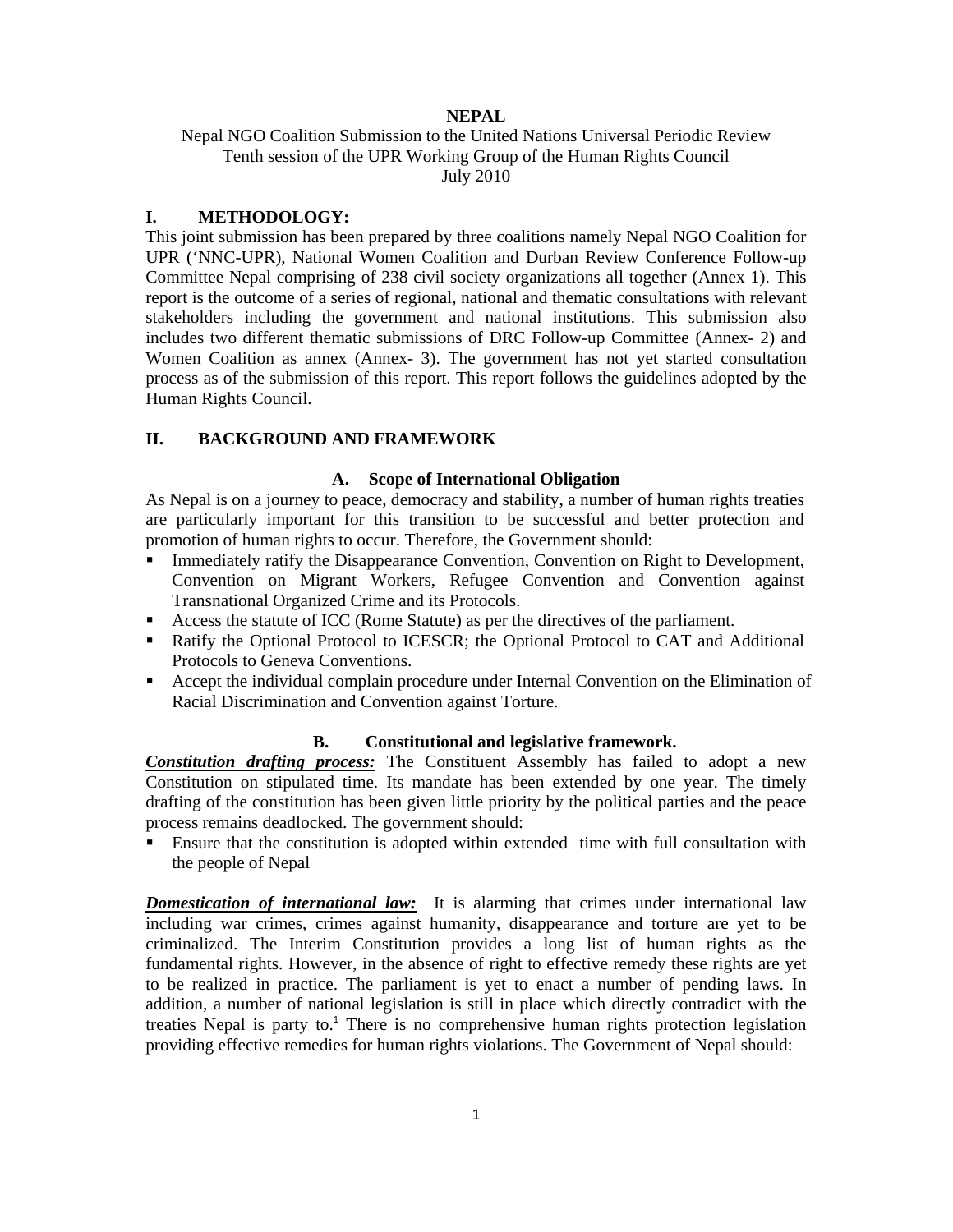# NEPAL

Nepal NGO Coalition Submission to the United Nations Universal Periodic Review
Tenth session of the UPR Working Group of the Human Rights Council
July 2010

## I. METHODOLOGY:

This joint submission has been prepared by three coalitions namely Nepal NGO Coalition for UPR ('NNC-UPR), National Women Coalition and Durban Review Conference Follow-up Committee Nepal comprising of 238 civil society organizations all together (Annex 1). This report is the outcome of a series of regional, national and thematic consultations with relevant stakeholders including the government and national institutions. This submission also includes two different thematic submissions of DRC Follow-up Committee (Annex- 2) and Women Coalition as annex (Annex- 3). The government has not yet started consultation process as of the submission of this report. This report follows the guidelines adopted by the Human Rights Council.

## II. BACKGROUND AND FRAMEWORK

### A. Scope of International Obligation

As Nepal is on a journey to peace, democracy and stability, a number of human rights treaties are particularly important for this transition to be successful and better protection and promotion of human rights to occur. Therefore, the Government should:

- Immediately ratify the Disappearance Convention, Convention on Right to Development, Convention on Migrant Workers, Refugee Convention and Convention against Transnational Organized Crime and its Protocols.
- Access the statute of ICC (Rome Statute) as per the directives of the parliament.
- Ratify the Optional Protocol to ICESCR; the Optional Protocol to CAT and Additional Protocols to Geneva Conventions.
- Accept the individual complain procedure under Internal Convention on the Elimination of Racial Discrimination and Convention against Torture.

### B. Constitutional and legislative framework.

***Constitution drafting process:*** The Constituent Assembly has failed to adopt a new Constitution on stipulated time. Its mandate has been extended by one year. The timely drafting of the constitution has been given little priority by the political parties and the peace process remains deadlocked. The government should:

- Ensure that the constitution is adopted within extended time with full consultation with the people of Nepal

***Domestication of international law:*** It is alarming that crimes under international law including war crimes, crimes against humanity, disappearance and torture are yet to be criminalized. The Interim Constitution provides a long list of human rights as the fundamental rights. However, in the absence of right to effective remedy these rights are yet to be realized in practice. The parliament is yet to enact a number of pending laws. In addition, a number of national legislation is still in place which directly contradict with the treaties Nepal is party to.[1] There is no comprehensive human rights protection legislation providing effective remedies for human rights violations. The Government of Nepal should: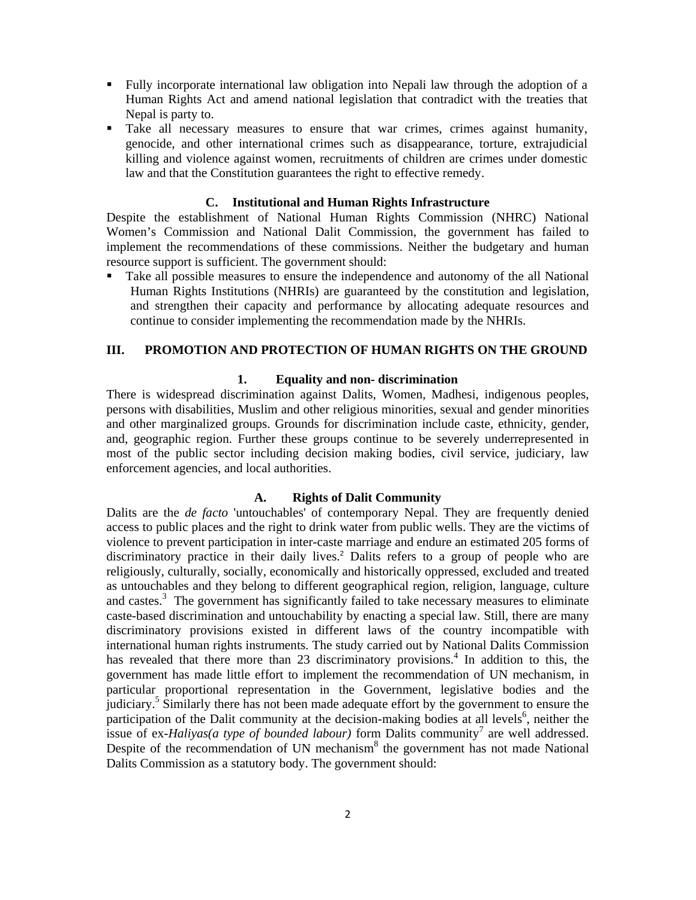- Fully incorporate international law obligation into Nepali law through the adoption of a Human Rights Act and amend national legislation that contradict with the treaties that Nepal is party to.
- Take all necessary measures to ensure that war crimes, crimes against humanity, genocide, and other international crimes such as disappearance, torture, extrajudicial killing and violence against women, recruitments of children are crimes under domestic law and that the Constitution guarantees the right to effective remedy.

### C. Institutional and Human Rights Infrastructure

Despite the establishment of National Human Rights Commission (NHRC) National Women's Commission and National Dalit Commission, the government has failed to implement the recommendations of these commissions. Neither the budgetary and human resource support is sufficient. The government should:

- Take all possible measures to ensure the independence and autonomy of the all National Human Rights Institutions (NHRIs) are guaranteed by the constitution and legislation, and strengthen their capacity and performance by allocating adequate resources and continue to consider implementing the recommendation made by the NHRIs.

## III. PROMOTION AND PROTECTION OF HUMAN RIGHTS ON THE GROUND

### 1. Equality and non- discrimination

There is widespread discrimination against Dalits, Women, Madhesi, indigenous peoples, persons with disabilities, Muslim and other religious minorities, sexual and gender minorities and other marginalized groups. Grounds for discrimination include caste, ethnicity, gender, and, geographic region. Further these groups continue to be severely underrepresented in most of the public sector including decision making bodies, civil service, judiciary, law enforcement agencies, and local authorities.

### A. Rights of Dalit Community

Dalits are the *de facto* 'untouchables' of contemporary Nepal. They are frequently denied access to public places and the right to drink water from public wells. They are the victims of violence to prevent participation in inter-caste marriage and endure an estimated 205 forms of discriminatory practice in their daily lives.[2] Dalits refers to a group of people who are religiously, culturally, socially, economically and historically oppressed, excluded and treated as untouchables and they belong to different geographical region, religion, language, culture and castes.[3] The government has significantly failed to take necessary measures to eliminate caste-based discrimination and untouchability by enacting a special law. Still, there are many discriminatory provisions existed in different laws of the country incompatible with international human rights instruments. The study carried out by National Dalits Commission has revealed that there more than 23 discriminatory provisions.[4] In addition to this, the government has made little effort to implement the recommendation of UN mechanism, in particular proportional representation in the Government, legislative bodies and the judiciary.[5] Similarly there has not been made adequate effort by the government to ensure the participation of the Dalit community at the decision-making bodies at all levels[6], neither the issue of ex-*Haliyas(a type of bounded labour)* form Dalits community[7] are well addressed. Despite of the recommendation of UN mechanism[8] the government has not made National Dalits Commission as a statutory body. The government should: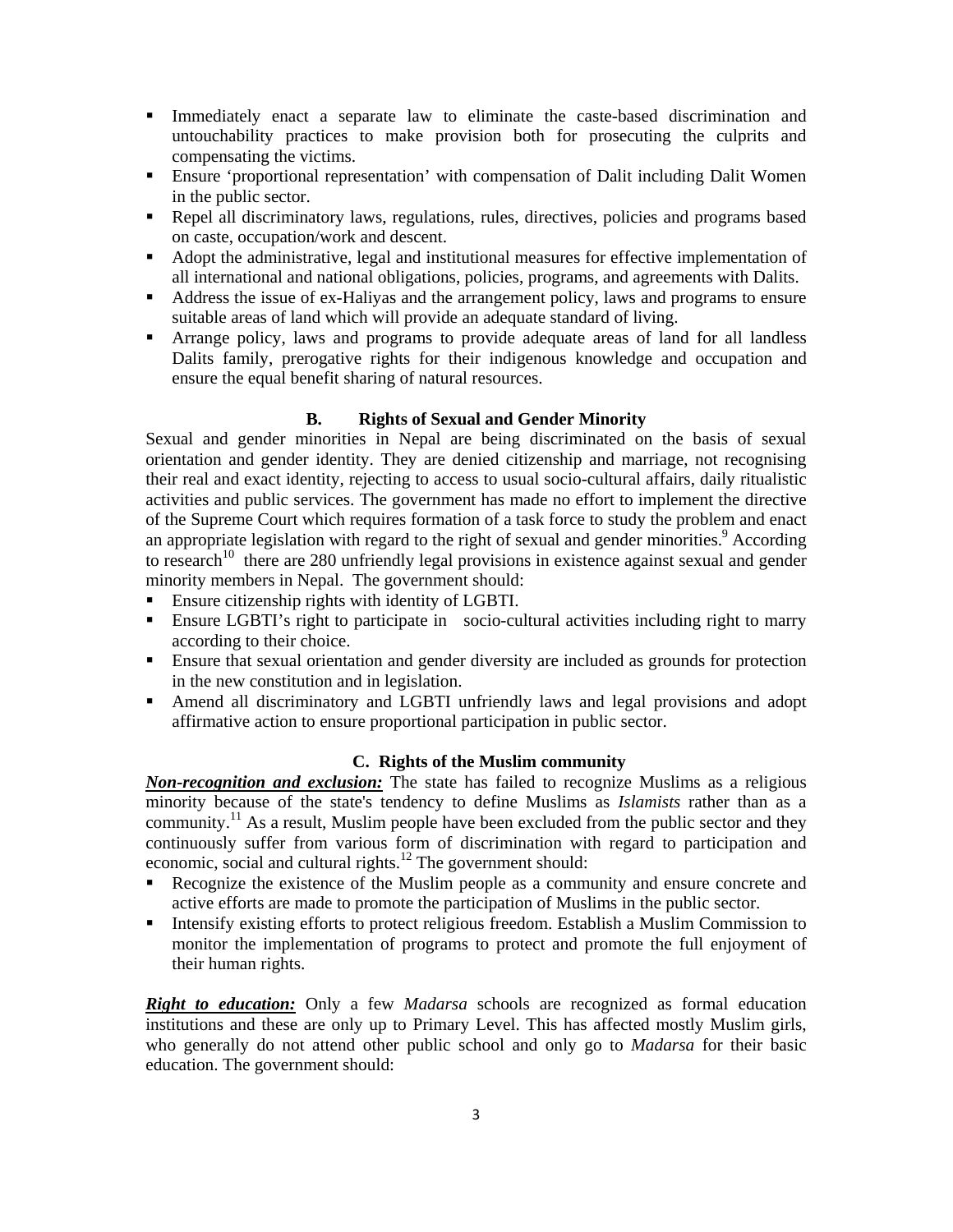- Immediately enact a separate law to eliminate the caste-based discrimination and untouchability practices to make provision both for prosecuting the culprits and compensating the victims.
- Ensure 'proportional representation' with compensation of Dalit including Dalit Women in the public sector.
- Repel all discriminatory laws, regulations, rules, directives, policies and programs based on caste, occupation/work and descent.
- Adopt the administrative, legal and institutional measures for effective implementation of all international and national obligations, policies, programs, and agreements with Dalits.
- Address the issue of ex-Haliyas and the arrangement policy, laws and programs to ensure suitable areas of land which will provide an adequate standard of living.
- Arrange policy, laws and programs to provide adequate areas of land for all landless Dalits family, prerogative rights for their indigenous knowledge and occupation and ensure the equal benefit sharing of natural resources.

### B. Rights of Sexual and Gender Minority

Sexual and gender minorities in Nepal are being discriminated on the basis of sexual orientation and gender identity. They are denied citizenship and marriage, not recognising their real and exact identity, rejecting to access to usual socio-cultural affairs, daily ritualistic activities and public services. The government has made no effort to implement the directive of the Supreme Court which requires formation of a task force to study the problem and enact an appropriate legislation with regard to the right of sexual and gender minorities.[9] According to research[10] there are 280 unfriendly legal provisions in existence against sexual and gender minority members in Nepal. The government should:

- Ensure citizenship rights with identity of LGBTI.
- Ensure LGBTI's right to participate in socio-cultural activities including right to marry according to their choice.
- Ensure that sexual orientation and gender diversity are included as grounds for protection in the new constitution and in legislation.
- Amend all discriminatory and LGBTI unfriendly laws and legal provisions and adopt affirmative action to ensure proportional participation in public sector.

### C. Rights of the Muslim community

***Non-recognition and exclusion:*** The state has failed to recognize Muslims as a religious minority because of the state's tendency to define Muslims as *Islamists* rather than as a community.[11] As a result, Muslim people have been excluded from the public sector and they continuously suffer from various form of discrimination with regard to participation and economic, social and cultural rights.[12] The government should:

- Recognize the existence of the Muslim people as a community and ensure concrete and active efforts are made to promote the participation of Muslims in the public sector.
- Intensify existing efforts to protect religious freedom. Establish a Muslim Commission to monitor the implementation of programs to protect and promote the full enjoyment of their human rights.

***Right to education:*** Only a few *Madarsa* schools are recognized as formal education institutions and these are only up to Primary Level. This has affected mostly Muslim girls, who generally do not attend other public school and only go to *Madarsa* for their basic education. The government should: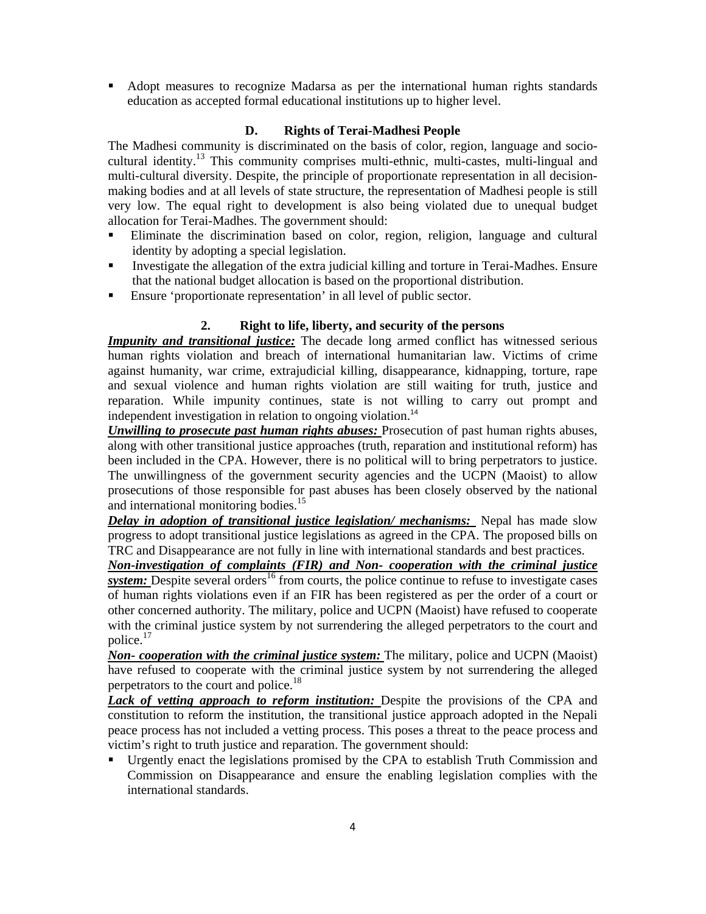- Adopt measures to recognize Madarsa as per the international human rights standards education as accepted formal educational institutions up to higher level.

### D. Rights of Terai-Madhesi People

The Madhesi community is discriminated on the basis of color, region, language and socio-cultural identity.[13] This community comprises multi-ethnic, multi-castes, multi-lingual and multi-cultural diversity. Despite, the principle of proportionate representation in all decision-making bodies and at all levels of state structure, the representation of Madhesi people is still very low. The equal right to development is also being violated due to unequal budget allocation for Terai-Madhes. The government should:

- Eliminate the discrimination based on color, region, religion, language and cultural identity by adopting a special legislation.
- Investigate the allegation of the extra judicial killing and torture in Terai-Madhes. Ensure that the national budget allocation is based on the proportional distribution.
- Ensure 'proportionate representation' in all level of public sector.

## 2. Right to life, liberty, and security of the persons

***Impunity and transitional justice:*** The decade long armed conflict has witnessed serious human rights violation and breach of international humanitarian law. Victims of crime against humanity, war crime, extrajudicial killing, disappearance, kidnapping, torture, rape and sexual violence and human rights violation are still waiting for truth, justice and reparation. While impunity continues, state is not willing to carry out prompt and independent investigation in relation to ongoing violation.[14]

***Unwilling to prosecute past human rights abuses:*** Prosecution of past human rights abuses, along with other transitional justice approaches (truth, reparation and institutional reform) has been included in the CPA. However, there is no political will to bring perpetrators to justice. The unwillingness of the government security agencies and the UCPN (Maoist) to allow prosecutions of those responsible for past abuses has been closely observed by the national and international monitoring bodies.[15]

***Delay in adoption of transitional justice legislation/ mechanisms:*** Nepal has made slow progress to adopt transitional justice legislations as agreed in the CPA. The proposed bills on TRC and Disappearance are not fully in line with international standards and best practices.

***Non-investigation of complaints (FIR) and Non- cooperation with the criminal justice system:*** Despite several orders[16] from courts, the police continue to refuse to investigate cases of human rights violations even if an FIR has been registered as per the order of a court or other concerned authority. The military, police and UCPN (Maoist) have refused to cooperate with the criminal justice system by not surrendering the alleged perpetrators to the court and police.[17]

***Non- cooperation with the criminal justice system:*** The military, police and UCPN (Maoist) have refused to cooperate with the criminal justice system by not surrendering the alleged perpetrators to the court and police.[18]

***Lack of vetting approach to reform institution:*** Despite the provisions of the CPA and constitution to reform the institution, the transitional justice approach adopted in the Nepali peace process has not included a vetting process. This poses a threat to the peace process and victim's right to truth justice and reparation. The government should:

- Urgently enact the legislations promised by the CPA to establish Truth Commission and Commission on Disappearance and ensure the enabling legislation complies with the international standards.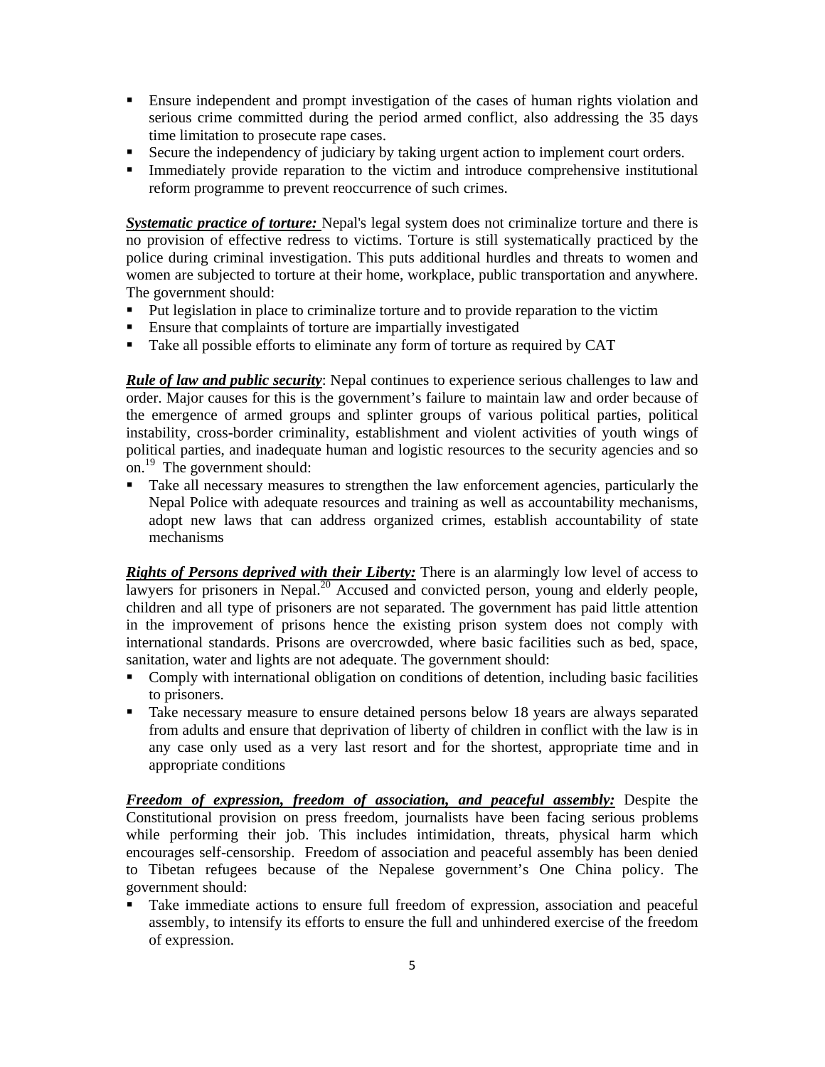- Ensure independent and prompt investigation of the cases of human rights violation and serious crime committed during the period armed conflict, also addressing the 35 days time limitation to prosecute rape cases.
- Secure the independency of judiciary by taking urgent action to implement court orders.
- Immediately provide reparation to the victim and introduce comprehensive institutional reform programme to prevent reoccurrence of such crimes.

***Systematic practice of torture:*** Nepal's legal system does not criminalize torture and there is no provision of effective redress to victims. Torture is still systematically practiced by the police during criminal investigation. This puts additional hurdles and threats to women and women are subjected to torture at their home, workplace, public transportation and anywhere. The government should:

- Put legislation in place to criminalize torture and to provide reparation to the victim
- Ensure that complaints of torture are impartially investigated
- Take all possible efforts to eliminate any form of torture as required by CAT

***Rule of law and public security***: Nepal continues to experience serious challenges to law and order. Major causes for this is the government's failure to maintain law and order because of the emergence of armed groups and splinter groups of various political parties, political instability, cross-border criminality, establishment and violent activities of youth wings of political parties, and inadequate human and logistic resources to the security agencies and so on.[19] The government should:

- Take all necessary measures to strengthen the law enforcement agencies, particularly the Nepal Police with adequate resources and training as well as accountability mechanisms, adopt new laws that can address organized crimes, establish accountability of state mechanisms

***Rights of Persons deprived with their Liberty:*** There is an alarmingly low level of access to lawyers for prisoners in Nepal.[20] Accused and convicted person, young and elderly people, children and all type of prisoners are not separated. The government has paid little attention in the improvement of prisons hence the existing prison system does not comply with international standards. Prisons are overcrowded, where basic facilities such as bed, space, sanitation, water and lights are not adequate. The government should:

- Comply with international obligation on conditions of detention, including basic facilities to prisoners.
- Take necessary measure to ensure detained persons below 18 years are always separated from adults and ensure that deprivation of liberty of children in conflict with the law is in any case only used as a very last resort and for the shortest, appropriate time and in appropriate conditions

***Freedom of expression, freedom of association, and peaceful assembly:*** Despite the Constitutional provision on press freedom, journalists have been facing serious problems while performing their job. This includes intimidation, threats, physical harm which encourages self-censorship. Freedom of association and peaceful assembly has been denied to Tibetan refugees because of the Nepalese government's One China policy. The government should:

- Take immediate actions to ensure full freedom of expression, association and peaceful assembly, to intensify its efforts to ensure the full and unhindered exercise of the freedom of expression.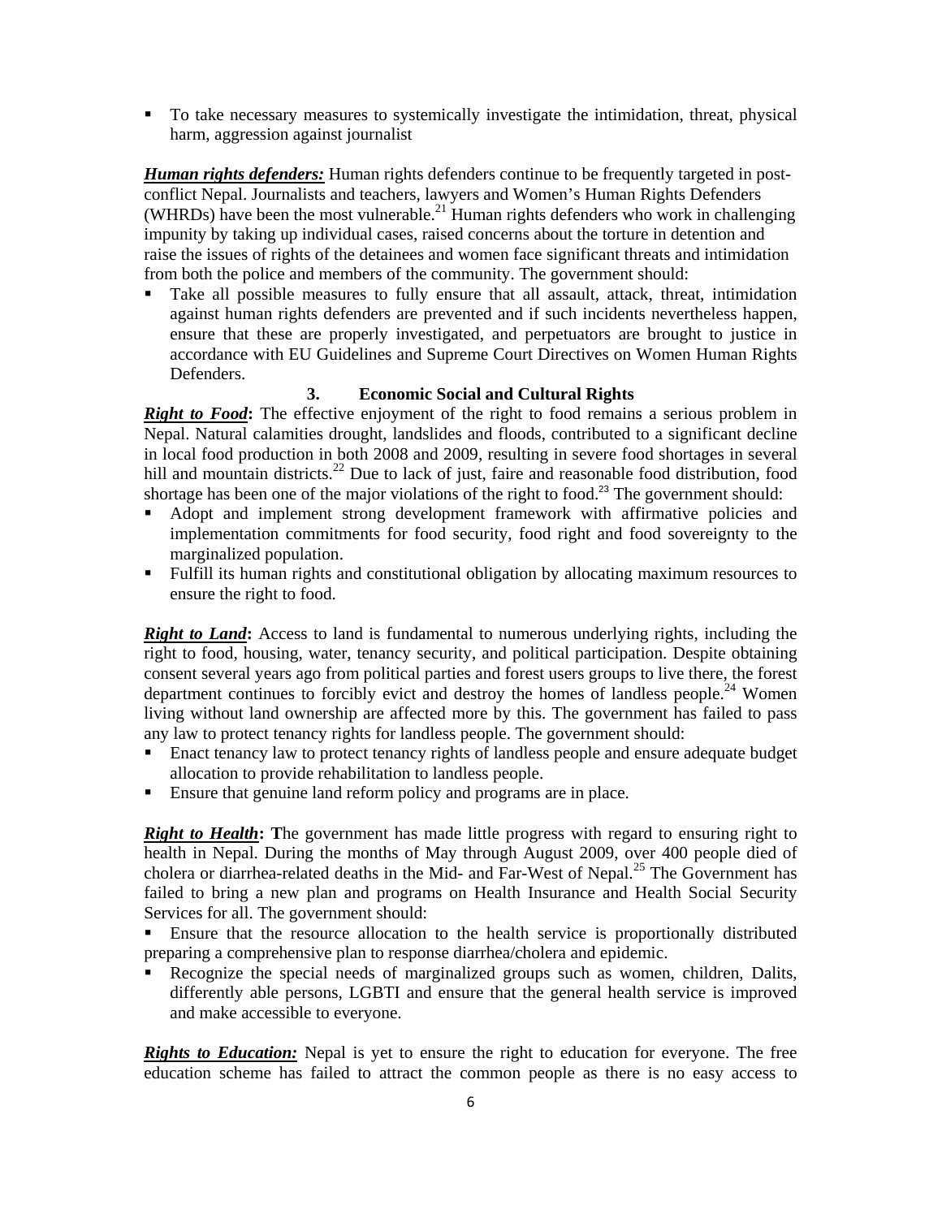- To take necessary measures to systemically investigate the intimidation, threat, physical harm, aggression against journalist

***Human rights defenders:*** Human rights defenders continue to be frequently targeted in post-conflict Nepal. Journalists and teachers, lawyers and Women's Human Rights Defenders (WHRDs) have been the most vulnerable.[21] Human rights defenders who work in challenging impunity by taking up individual cases, raised concerns about the torture in detention and raise the issues of rights of the detainees and women face significant threats and intimidation from both the police and members of the community. The government should:

- Take all possible measures to fully ensure that all assault, attack, threat, intimidation against human rights defenders are prevented and if such incidents nevertheless happen, ensure that these are properly investigated, and perpetuators are brought to justice in accordance with EU Guidelines and Supreme Court Directives on Women Human Rights Defenders.

### 3. Economic Social and Cultural Rights

***Right to Food*:** The effective enjoyment of the right to food remains a serious problem in Nepal. Natural calamities drought, landslides and floods, contributed to a significant decline in local food production in both 2008 and 2009, resulting in severe food shortages in several hill and mountain districts.[22] Due to lack of just, faire and reasonable food distribution, food shortage has been one of the major violations of the right to food.[23] The government should:

- Adopt and implement strong development framework with affirmative policies and implementation commitments for food security, food right and food sovereignty to the marginalized population.
- Fulfill its human rights and constitutional obligation by allocating maximum resources to ensure the right to food.

***Right to Land*:** Access to land is fundamental to numerous underlying rights, including the right to food, housing, water, tenancy security, and political participation. Despite obtaining consent several years ago from political parties and forest users groups to live there, the forest department continues to forcibly evict and destroy the homes of landless people.[24] Women living without land ownership are affected more by this. The government has failed to pass any law to protect tenancy rights for landless people. The government should:

- Enact tenancy law to protect tenancy rights of landless people and ensure adequate budget allocation to provide rehabilitation to landless people.
- Ensure that genuine land reform policy and programs are in place.

***Right to Health*:** **T**he government has made little progress with regard to ensuring right to health in Nepal. During the months of May through August 2009, over 400 people died of cholera or diarrhea-related deaths in the Mid- and Far-West of Nepal.[25] The Government has failed to bring a new plan and programs on Health Insurance and Health Social Security Services for all. The government should:

- Ensure that the resource allocation to the health service is proportionally distributed preparing a comprehensive plan to response diarrhea/cholera and epidemic.
- Recognize the special needs of marginalized groups such as women, children, Dalits, differently able persons, LGBTI and ensure that the general health service is improved and make accessible to everyone.

***Rights to Education:*** Nepal is yet to ensure the right to education for everyone. The free education scheme has failed to attract the common people as there is no easy access to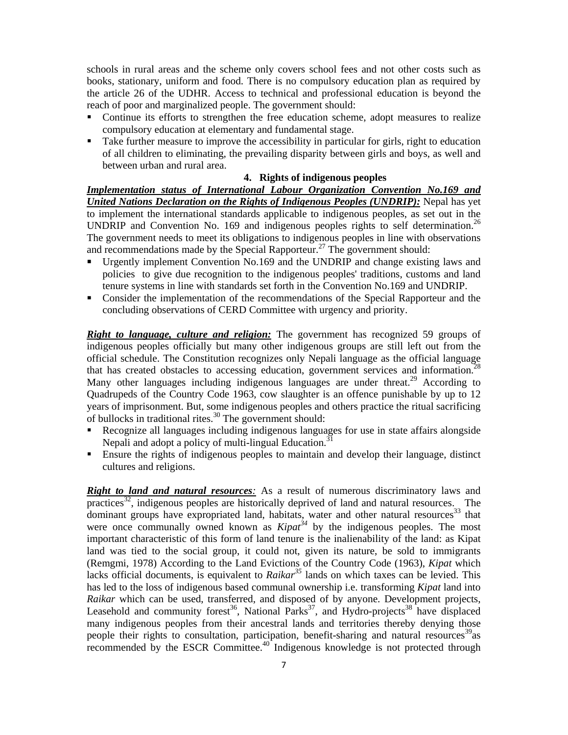schools in rural areas and the scheme only covers school fees and not other costs such as books, stationary, uniform and food. There is no compulsory education plan as required by the article 26 of the UDHR. Access to technical and professional education is beyond the reach of poor and marginalized people. The government should:

- Continue its efforts to strengthen the free education scheme, adopt measures to realize compulsory education at elementary and fundamental stage.
- Take further measure to improve the accessibility in particular for girls, right to education of all children to eliminating, the prevailing disparity between girls and boys, as well and between urban and rural area.

### 4. Rights of indigenous peoples

***Implementation status of International Labour Organization Convention No.169 and United Nations Declaration on the Rights of Indigenous Peoples (UNDRIP):*** Nepal has yet to implement the international standards applicable to indigenous peoples, as set out in the UNDRIP and Convention No. 169 and indigenous peoples rights to self determination.[26] The government needs to meet its obligations to indigenous peoples in line with observations and recommendations made by the Special Rapporteur.[27] The government should:

- Urgently implement Convention No.169 and the UNDRIP and change existing laws and policies to give due recognition to the indigenous peoples' traditions, customs and land tenure systems in line with standards set forth in the Convention No.169 and UNDRIP.
- Consider the implementation of the recommendations of the Special Rapporteur and the concluding observations of CERD Committee with urgency and priority.

***Right to language, culture and religion:*** The government has recognized 59 groups of indigenous peoples officially but many other indigenous groups are still left out from the official schedule. The Constitution recognizes only Nepali language as the official language that has created obstacles to accessing education, government services and information.[28] Many other languages including indigenous languages are under threat.[29] According to Quadrupeds of the Country Code 1963, cow slaughter is an offence punishable by up to 12 years of imprisonment. But, some indigenous peoples and others practice the ritual sacrificing of bullocks in traditional rites.[30] The government should:

- Recognize all languages including indigenous languages for use in state affairs alongside Nepali and adopt a policy of multi-lingual Education.[31]
- Ensure the rights of indigenous peoples to maintain and develop their language, distinct cultures and religions.

***Right to land and natural resources:*** As a result of numerous discriminatory laws and practices[32], indigenous peoples are historically deprived of land and natural resources. The dominant groups have expropriated land, habitats, water and other natural resources[33] that were once communally owned known as *Kipat*[34] by the indigenous peoples. The most important characteristic of this form of land tenure is the inalienability of the land: as Kipat land was tied to the social group, it could not, given its nature, be sold to immigrants (Remgmi, 1978) According to the Land Evictions of the Country Code (1963), *Kipat* which lacks official documents, is equivalent to *Raikar*[35] lands on which taxes can be levied. This has led to the loss of indigenous based communal ownership i.e. transforming *Kipat* land into *Raikar* which can be used, transferred, and disposed of by anyone. Development projects, Leasehold and community forest[36], National Parks[37], and Hydro-projects[38] have displaced many indigenous peoples from their ancestral lands and territories thereby denying those people their rights to consultation, participation, benefit-sharing and natural resources[39] as recommended by the ESCR Committee.[40] Indigenous knowledge is not protected through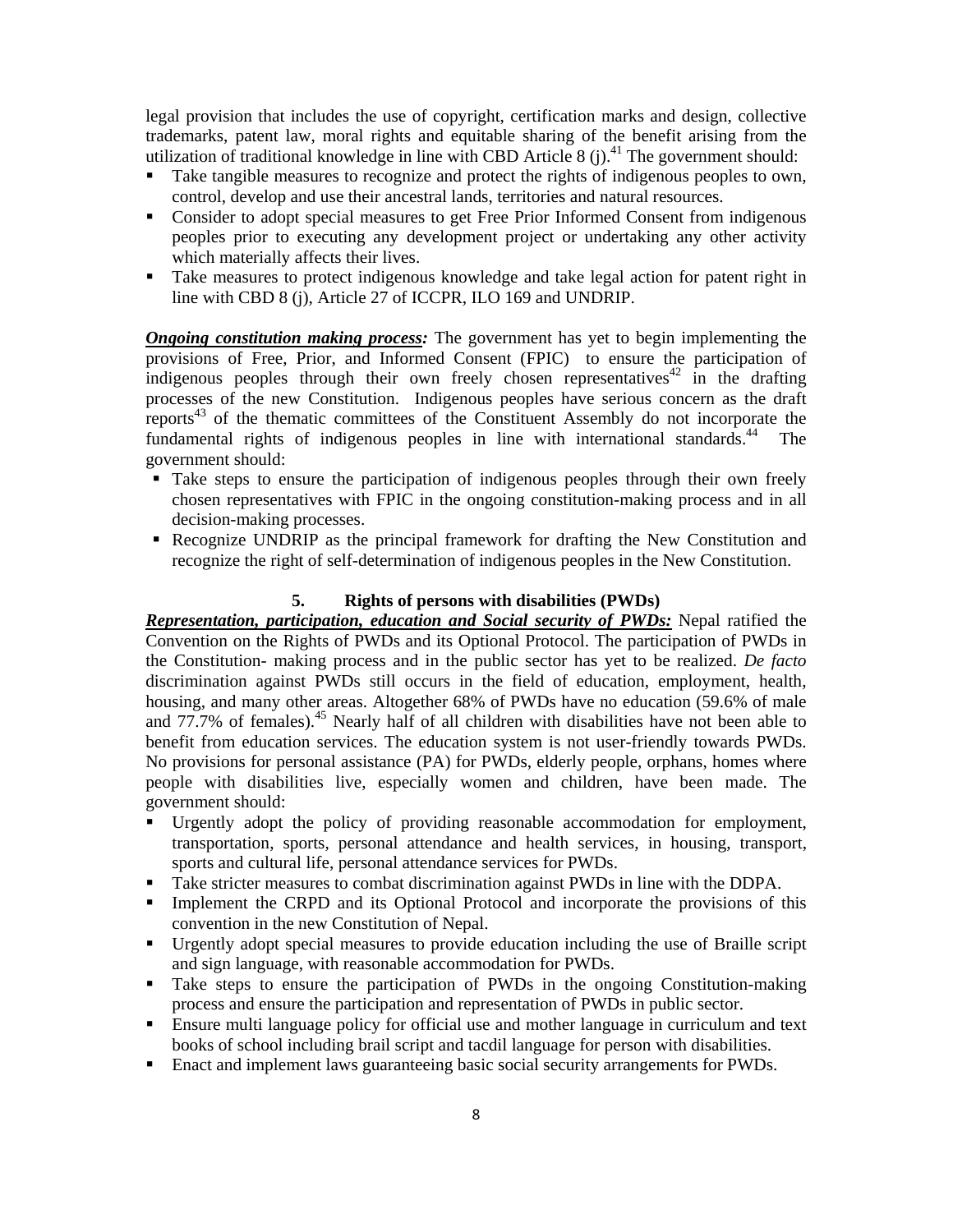legal provision that includes the use of copyright, certification marks and design, collective trademarks, patent law, moral rights and equitable sharing of the benefit arising from the utilization of traditional knowledge in line with CBD Article 8 (j).[41] The government should:

- Take tangible measures to recognize and protect the rights of indigenous peoples to own, control, develop and use their ancestral lands, territories and natural resources.
- Consider to adopt special measures to get Free Prior Informed Consent from indigenous peoples prior to executing any development project or undertaking any other activity which materially affects their lives.
- Take measures to protect indigenous knowledge and take legal action for patent right in line with CBD 8 (j), Article 27 of ICCPR, ILO 169 and UNDRIP.

***Ongoing constitution making process:*** The government has yet to begin implementing the provisions of Free, Prior, and Informed Consent (FPIC) to ensure the participation of indigenous peoples through their own freely chosen representatives[42] in the drafting processes of the new Constitution. Indigenous peoples have serious concern as the draft reports[43] of the thematic committees of the Constituent Assembly do not incorporate the fundamental rights of indigenous peoples in line with international standards.[44] The government should:

- Take steps to ensure the participation of indigenous peoples through their own freely chosen representatives with FPIC in the ongoing constitution-making process and in all decision-making processes.
- Recognize UNDRIP as the principal framework for drafting the New Constitution and recognize the right of self-determination of indigenous peoples in the New Constitution.

## 5. Rights of persons with disabilities (PWDs)

***Representation, participation, education and Social security of PWDs:*** Nepal ratified the Convention on the Rights of PWDs and its Optional Protocol. The participation of PWDs in the Constitution- making process and in the public sector has yet to be realized. *De facto* discrimination against PWDs still occurs in the field of education, employment, health, housing, and many other areas. Altogether 68% of PWDs have no education (59.6% of male and 77.7% of females).[45] Nearly half of all children with disabilities have not been able to benefit from education services. The education system is not user-friendly towards PWDs. No provisions for personal assistance (PA) for PWDs, elderly people, orphans, homes where people with disabilities live, especially women and children, have been made. The government should:

- Urgently adopt the policy of providing reasonable accommodation for employment, transportation, sports, personal attendance and health services, in housing, transport, sports and cultural life, personal attendance services for PWDs.
- Take stricter measures to combat discrimination against PWDs in line with the DDPA.
- Implement the CRPD and its Optional Protocol and incorporate the provisions of this convention in the new Constitution of Nepal.
- Urgently adopt special measures to provide education including the use of Braille script and sign language, with reasonable accommodation for PWDs.
- Take steps to ensure the participation of PWDs in the ongoing Constitution-making process and ensure the participation and representation of PWDs in public sector.
- Ensure multi language policy for official use and mother language in curriculum and text books of school including brail script and tacdil language for person with disabilities.
- Enact and implement laws guaranteeing basic social security arrangements for PWDs.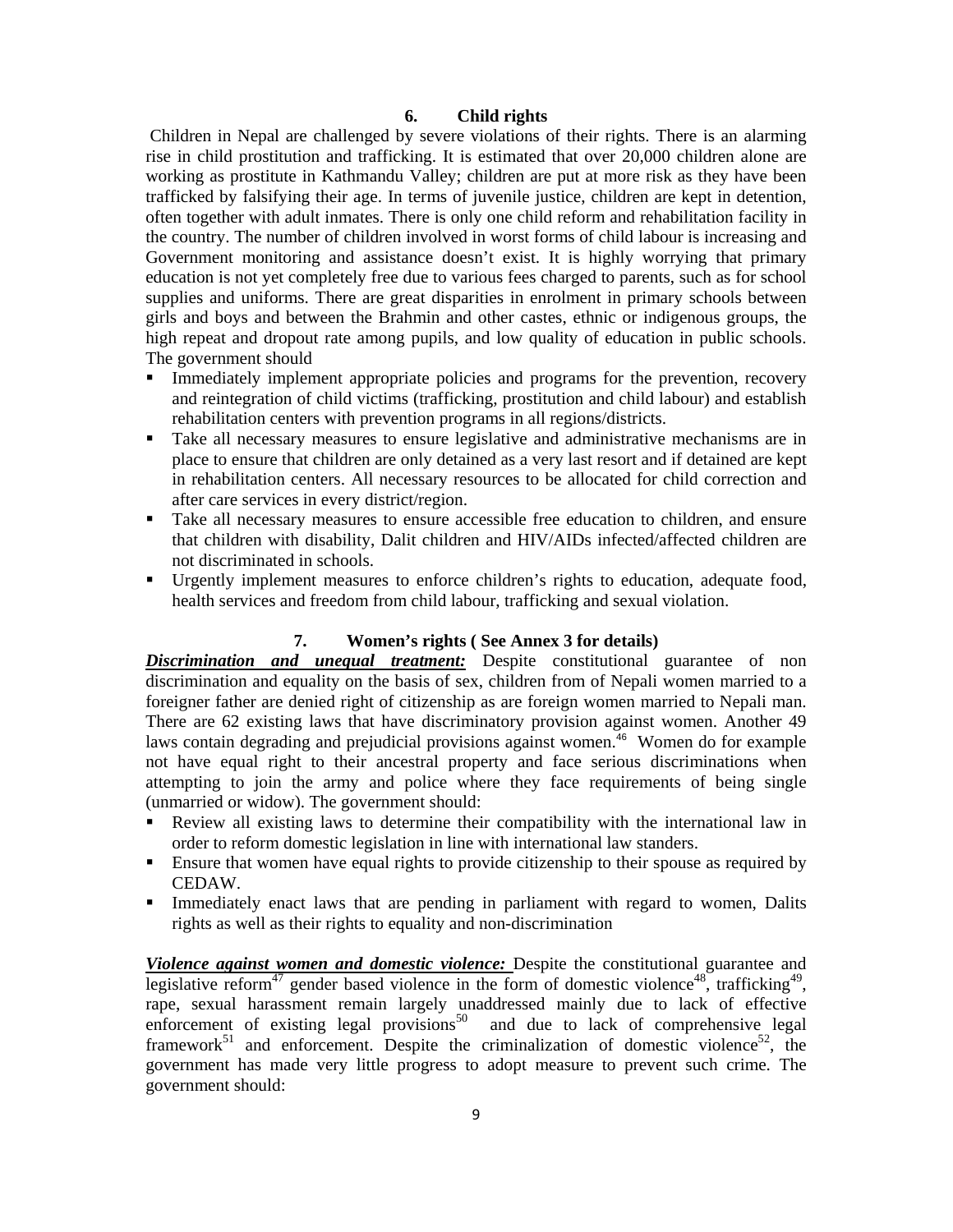## 6. Child rights

Children in Nepal are challenged by severe violations of their rights. There is an alarming rise in child prostitution and trafficking. It is estimated that over 20,000 children alone are working as prostitute in Kathmandu Valley; children are put at more risk as they have been trafficked by falsifying their age. In terms of juvenile justice, children are kept in detention, often together with adult inmates. There is only one child reform and rehabilitation facility in the country. The number of children involved in worst forms of child labour is increasing and Government monitoring and assistance doesn't exist. It is highly worrying that primary education is not yet completely free due to various fees charged to parents, such as for school supplies and uniforms. There are great disparities in enrolment in primary schools between girls and boys and between the Brahmin and other castes, ethnic or indigenous groups, the high repeat and dropout rate among pupils, and low quality of education in public schools. The government should

- Immediately implement appropriate policies and programs for the prevention, recovery and reintegration of child victims (trafficking, prostitution and child labour) and establish rehabilitation centers with prevention programs in all regions/districts.
- Take all necessary measures to ensure legislative and administrative mechanisms are in place to ensure that children are only detained as a very last resort and if detained are kept in rehabilitation centers. All necessary resources to be allocated for child correction and after care services in every district/region.
- Take all necessary measures to ensure accessible free education to children, and ensure that children with disability, Dalit children and HIV/AIDs infected/affected children are not discriminated in schools.
- Urgently implement measures to enforce children's rights to education, adequate food, health services and freedom from child labour, trafficking and sexual violation.

## 7. Women's rights ( See Annex 3 for details)

***Discrimination and unequal treatment:*** Despite constitutional guarantee of non discrimination and equality on the basis of sex, children from of Nepali women married to a foreigner father are denied right of citizenship as are foreign women married to Nepali man. There are 62 existing laws that have discriminatory provision against women. Another 49 laws contain degrading and prejudicial provisions against women.[46] Women do for example not have equal right to their ancestral property and face serious discriminations when attempting to join the army and police where they face requirements of being single (unmarried or widow). The government should:

- Review all existing laws to determine their compatibility with the international law in order to reform domestic legislation in line with international law standers.
- Ensure that women have equal rights to provide citizenship to their spouse as required by CEDAW.
- Immediately enact laws that are pending in parliament with regard to women, Dalits rights as well as their rights to equality and non-discrimination

***Violence against women and domestic violence:*** Despite the constitutional guarantee and legislative reform[47] gender based violence in the form of domestic violence[48], trafficking[49], rape, sexual harassment remain largely unaddressed mainly due to lack of effective enforcement of existing legal provisions[50] and due to lack of comprehensive legal framework[51] and enforcement. Despite the criminalization of domestic violence[52], the government has made very little progress to adopt measure to prevent such crime. The government should: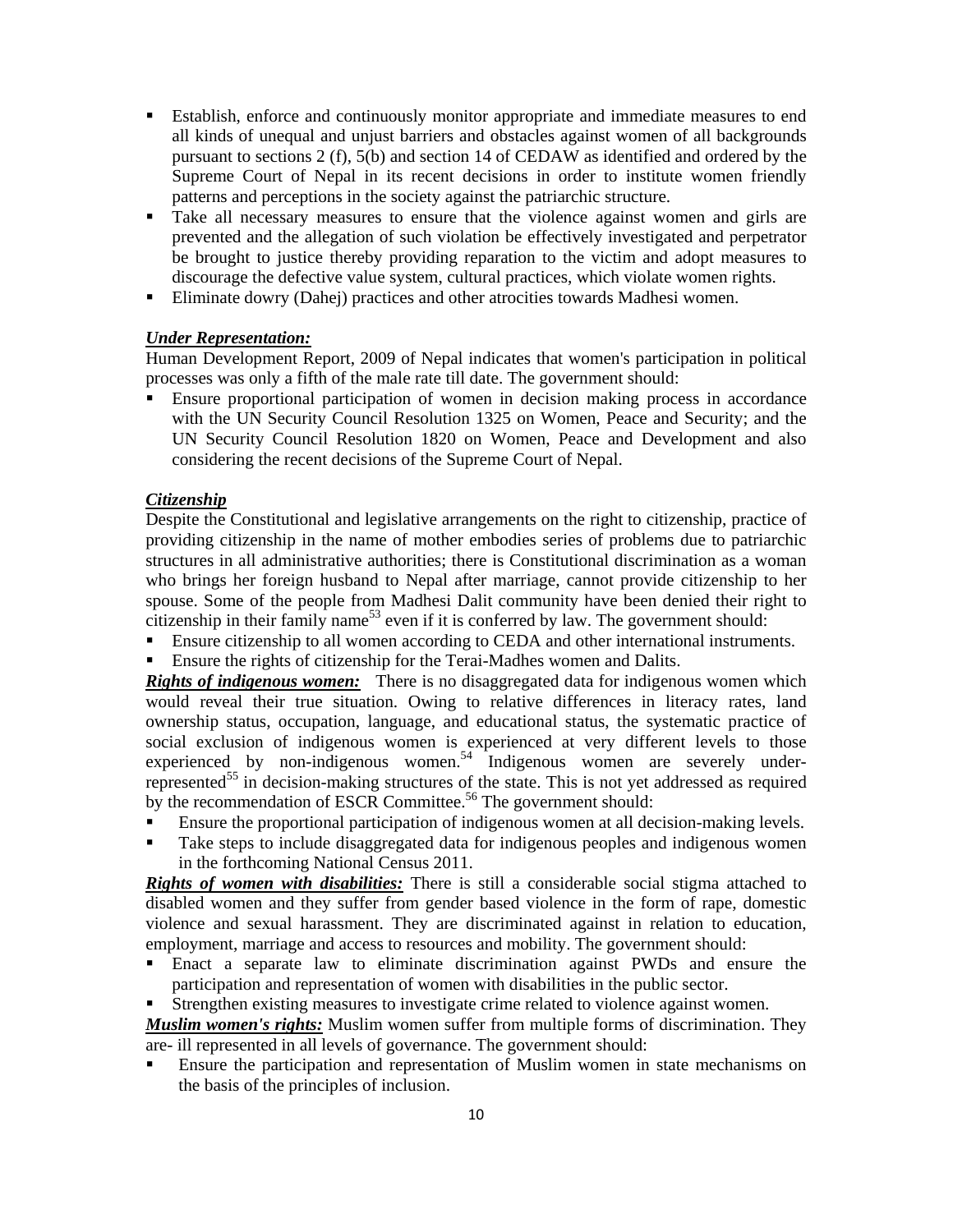- Establish, enforce and continuously monitor appropriate and immediate measures to end all kinds of unequal and unjust barriers and obstacles against women of all backgrounds pursuant to sections 2 (f), 5(b) and section 14 of CEDAW as identified and ordered by the Supreme Court of Nepal in its recent decisions in order to institute women friendly patterns and perceptions in the society against the patriarchic structure.
- Take all necessary measures to ensure that the violence against women and girls are prevented and the allegation of such violation be effectively investigated and perpetrator be brought to justice thereby providing reparation to the victim and adopt measures to discourage the defective value system, cultural practices, which violate women rights.
- Eliminate dowry (Dahej) practices and other atrocities towards Madhesi women.

***Under Representation:***

Human Development Report, 2009 of Nepal indicates that women's participation in political processes was only a fifth of the male rate till date. The government should:

- Ensure proportional participation of women in decision making process in accordance with the UN Security Council Resolution 1325 on Women, Peace and Security; and the UN Security Council Resolution 1820 on Women, Peace and Development and also considering the recent decisions of the Supreme Court of Nepal.

***Citizenship***

Despite the Constitutional and legislative arrangements on the right to citizenship, practice of providing citizenship in the name of mother embodies series of problems due to patriarchic structures in all administrative authorities; there is Constitutional discrimination as a woman who brings her foreign husband to Nepal after marriage, cannot provide citizenship to her spouse. Some of the people from Madhesi Dalit community have been denied their right to citizenship in their family name[53] even if it is conferred by law. The government should:

- Ensure citizenship to all women according to CEDA and other international instruments.
- Ensure the rights of citizenship for the Terai-Madhes women and Dalits.

***Rights of indigenous women:*** There is no disaggregated data for indigenous women which would reveal their true situation. Owing to relative differences in literacy rates, land ownership status, occupation, language, and educational status, the systematic practice of social exclusion of indigenous women is experienced at very different levels to those experienced by non-indigenous women.[54] Indigenous women are severely under-represented[55] in decision-making structures of the state. This is not yet addressed as required by the recommendation of ESCR Committee.[56] The government should:

- Ensure the proportional participation of indigenous women at all decision-making levels.
- Take steps to include disaggregated data for indigenous peoples and indigenous women in the forthcoming National Census 2011.

***Rights of women with disabilities:*** There is still a considerable social stigma attached to disabled women and they suffer from gender based violence in the form of rape, domestic violence and sexual harassment. They are discriminated against in relation to education, employment, marriage and access to resources and mobility. The government should:

- Enact a separate law to eliminate discrimination against PWDs and ensure the participation and representation of women with disabilities in the public sector.
- Strengthen existing measures to investigate crime related to violence against women.

***Muslim women's rights:*** Muslim women suffer from multiple forms of discrimination. They are- ill represented in all levels of governance. The government should:

- Ensure the participation and representation of Muslim women in state mechanisms on the basis of the principles of inclusion.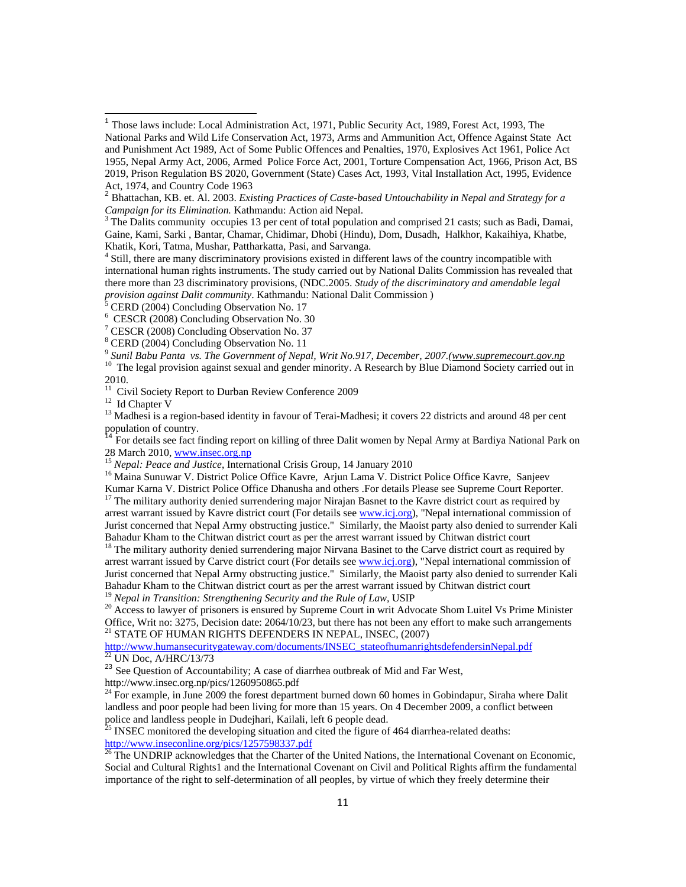[1] Those laws include: Local Administration Act, 1971, Public Security Act, 1989, Forest Act, 1993, The National Parks and Wild Life Conservation Act, 1973, Arms and Ammunition Act, Offence Against State Act and Punishment Act 1989, Act of Some Public Offences and Penalties, 1970, Explosives Act 1961, Police Act 1955, Nepal Army Act, 2006, Armed Police Force Act, 2001, Torture Compensation Act, 1966, Prison Act, BS 2019, Prison Regulation BS 2020, Government (State) Cases Act, 1993, Vital Installation Act, 1995, Evidence Act, 1974, and Country Code 1963

[2] Bhattachan, KB. et. Al. 2003. *Existing Practices of Caste-based Untouchability in Nepal and Strategy for a Campaign for its Elimination.* Kathmandu: Action aid Nepal.

[3] The Dalits community occupies 13 per cent of total population and comprised 21 casts; such as Badi, Damai, Gaine, Kami, Sarki , Bantar, Chamar, Chidimar, Dhobi (Hindu), Dom, Dusadh, Halkhor, Kakaihiya, Khatbe, Khatik, Kori, Tatma, Mushar, Pattharkatta, Pasi, and Sarvanga.

[4] Still, there are many discriminatory provisions existed in different laws of the country incompatible with international human rights instruments. The study carried out by National Dalits Commission has revealed that there more than 23 discriminatory provisions, (NDC.2005. *Study of the discriminatory and amendable legal provision against Dalit community*. Kathmandu: National Dalit Commission )

[5] CERD (2004) Concluding Observation No. 17

[6] CESCR (2008) Concluding Observation No. 30

[7] CESCR (2008) Concluding Observation No. 37

[8] CERD (2004) Concluding Observation No. 11

[9] *Sunil Babu Panta vs. The Government of Nepal, Writ No.917, December, 2007.(www.supremecourt.gov.np*

[10] The legal provision against sexual and gender minority. A Research by Blue Diamond Society carried out in 2010.

[11] Civil Society Report to Durban Review Conference 2009

[12] Id Chapter V

[13] Madhesi is a region-based identity in favour of Terai-Madhesi; it covers 22 districts and around 48 per cent population of country.

[14] For details see fact finding report on killing of three Dalit women by Nepal Army at Bardiya National Park on 28 March 2010, www.insec.org.np

[15] *Nepal: Peace and Justice*, International Crisis Group, 14 January 2010

[16] Maina Sunuwar V. District Police Office Kavre, Arjun Lama V. District Police Office Kavre, Sanjeev Kumar Karna V. District Police Office Dhanusha and others .For details Please see Supreme Court Reporter.

[17] The military authority denied surrendering major Nirajan Basnet to the Kavre district court as required by arrest warrant issued by Kavre district court (For details see www.icj.org), "Nepal international commission of Jurist concerned that Nepal Army obstructing justice." Similarly, the Maoist party also denied to surrender Kali Bahadur Kham to the Chitwan district court as per the arrest warrant issued by Chitwan district court

[18] The military authority denied surrendering major Nirvana Basinet to the Carve district court as required by arrest warrant issued by Carve district court (For details see www.icj.org), "Nepal international commission of Jurist concerned that Nepal Army obstructing justice." Similarly, the Maoist party also denied to surrender Kali Bahadur Kham to the Chitwan district court as per the arrest warrant issued by Chitwan district court

[19] *Nepal in Transition: Strengthening Security and the Rule of Law*, USIP

[20] Access to lawyer of prisoners is ensured by Supreme Court in writ Advocate Shom Luitel Vs Prime Minister Office, Writ no: 3275, Decision date: 2064/10/23, but there has not been any effort to make such arrangements

[21] STATE OF HUMAN RIGHTS DEFENDERS IN NEPAL, INSEC, (2007) http://www.humansecuritygateway.com/documents/INSEC_stateofhumanrightsdefendersinNepal.pdf

[22] UN Doc, A/HRC/13/73

[23] See Question of Accountability; A case of diarrhea outbreak of Mid and Far West, http://www.insec.org.np/pics/1260950865.pdf

[24] For example, in June 2009 the forest department burned down 60 homes in Gobindapur, Siraha where Dalit landless and poor people had been living for more than 15 years. On 4 December 2009, a conflict between police and landless people in Dudejhari, Kailali, left 6 people dead.

[25] INSEC monitored the developing situation and cited the figure of 464 diarrhea-related deaths: http://www.inseconline.org/pics/1257598337.pdf

[26] The UNDRIP acknowledges that the Charter of the United Nations, the International Covenant on Economic, Social and Cultural Rights1 and the International Covenant on Civil and Political Rights affirm the fundamental importance of the right to self-determination of all peoples, by virtue of which they freely determine their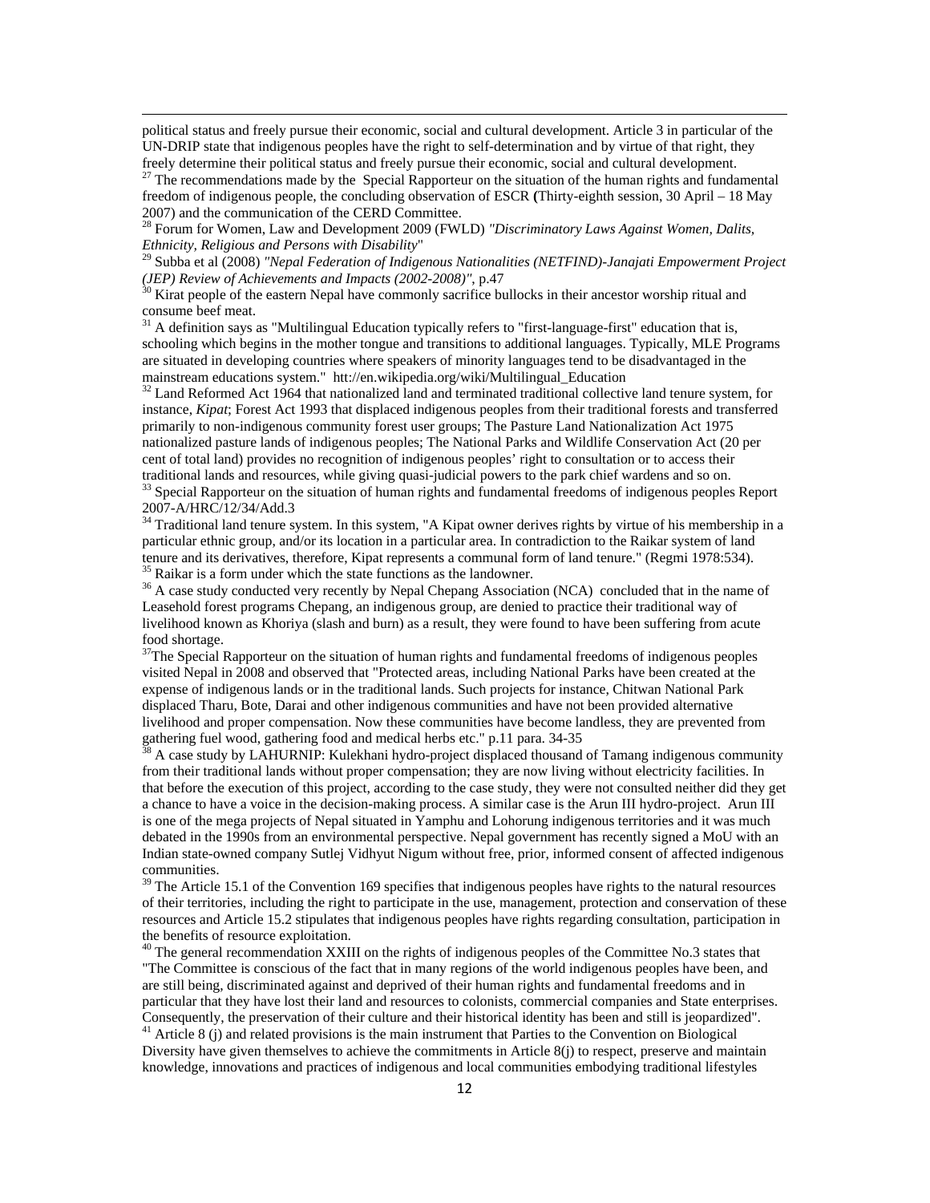political status and freely pursue their economic, social and cultural development. Article 3 in particular of the UN-DRIP state that indigenous peoples have the right to self-determination and by virtue of that right, they freely determine their political status and freely pursue their economic, social and cultural development.

[27] The recommendations made by the Special Rapporteur on the situation of the human rights and fundamental freedom of indigenous people, the concluding observation of ESCR **(**Thirty-eighth session, 30 April – 18 May 2007) and the communication of the CERD Committee.

[28] Forum for Women, Law and Development 2009 (FWLD) *"Discriminatory Laws Against Women, Dalits, Ethnicity, Religious and Persons with Disability*"

[29] Subba et al (2008) *"Nepal Federation of Indigenous Nationalities (NETFIND)-Janajati Empowerment Project (JEP) Review of Achievements and Impacts (2002-2008)"*, p.47

[30] Kirat people of the eastern Nepal have commonly sacrifice bullocks in their ancestor worship ritual and consume beef meat.

[31] A definition says as "Multilingual Education typically refers to "first-language-first" education that is, schooling which begins in the mother tongue and transitions to additional languages. Typically, MLE Programs are situated in developing countries where speakers of minority languages tend to be disadvantaged in the mainstream educations system." htt://en.wikipedia.org/wiki/Multilingual_Education

[32] Land Reformed Act 1964 that nationalized land and terminated traditional collective land tenure system, for instance, *Kipat*; Forest Act 1993 that displaced indigenous peoples from their traditional forests and transferred primarily to non-indigenous community forest user groups; The Pasture Land Nationalization Act 1975 nationalized pasture lands of indigenous peoples; The National Parks and Wildlife Conservation Act (20 per cent of total land) provides no recognition of indigenous peoples' right to consultation or to access their traditional lands and resources, while giving quasi-judicial powers to the park chief wardens and so on.

[33] Special Rapporteur on the situation of human rights and fundamental freedoms of indigenous peoples Report 2007-A/HRC/12/34/Add.3

[34] Traditional land tenure system. In this system, "A Kipat owner derives rights by virtue of his membership in a particular ethnic group, and/or its location in a particular area. In contradiction to the Raikar system of land tenure and its derivatives, therefore, Kipat represents a communal form of land tenure." (Regmi 1978:534).

[35] Raikar is a form under which the state functions as the landowner.

[36] A case study conducted very recently by Nepal Chepang Association (NCA) concluded that in the name of Leasehold forest programs Chepang, an indigenous group, are denied to practice their traditional way of livelihood known as Khoriya (slash and burn) as a result, they were found to have been suffering from acute food shortage.

[37] The Special Rapporteur on the situation of human rights and fundamental freedoms of indigenous peoples visited Nepal in 2008 and observed that "Protected areas, including National Parks have been created at the expense of indigenous lands or in the traditional lands. Such projects for instance, Chitwan National Park displaced Tharu, Bote, Darai and other indigenous communities and have not been provided alternative livelihood and proper compensation. Now these communities have become landless, they are prevented from gathering fuel wood, gathering food and medical herbs etc." p.11 para. 34-35

[38] A case study by LAHURNIP: Kulekhani hydro-project displaced thousand of Tamang indigenous community from their traditional lands without proper compensation; they are now living without electricity facilities. In that before the execution of this project, according to the case study, they were not consulted neither did they get a chance to have a voice in the decision-making process. A similar case is the Arun III hydro-project. Arun III is one of the mega projects of Nepal situated in Yamphu and Lohorung indigenous territories and it was much debated in the 1990s from an environmental perspective. Nepal government has recently signed a MoU with an Indian state-owned company Sutlej Vidhyut Nigum without free, prior, informed consent of affected indigenous communities.

[39] The Article 15.1 of the Convention 169 specifies that indigenous peoples have rights to the natural resources of their territories, including the right to participate in the use, management, protection and conservation of these resources and Article 15.2 stipulates that indigenous peoples have rights regarding consultation, participation in the benefits of resource exploitation.

[40] The general recommendation XXIII on the rights of indigenous peoples of the Committee No.3 states that "The Committee is conscious of the fact that in many regions of the world indigenous peoples have been, and are still being, discriminated against and deprived of their human rights and fundamental freedoms and in particular that they have lost their land and resources to colonists, commercial companies and State enterprises. Consequently, the preservation of their culture and their historical identity has been and still is jeopardized".

[41] Article 8 (j) and related provisions is the main instrument that Parties to the Convention on Biological Diversity have given themselves to achieve the commitments in Article 8(j) to respect, preserve and maintain knowledge, innovations and practices of indigenous and local communities embodying traditional lifestyles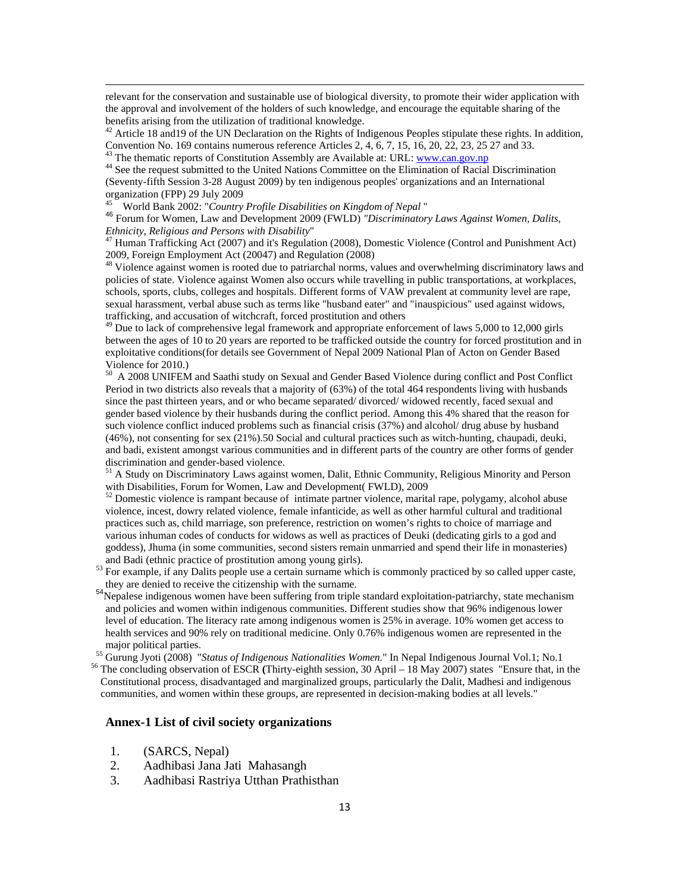relevant for the conservation and sustainable use of biological diversity, to promote their wider application with the approval and involvement of the holders of such knowledge, and encourage the equitable sharing of the benefits arising from the utilization of traditional knowledge.

[42] Article 18 and19 of the UN Declaration on the Rights of Indigenous Peoples stipulate these rights. In addition, Convention No. 169 contains numerous reference Articles 2, 4, 6, 7, 15, 16, 20, 22, 23, 25 27 and 33.

[43] The thematic reports of Constitution Assembly are Available at: URL: www.can.gov.np

[44] See the request submitted to the United Nations Committee on the Elimination of Racial Discrimination (Seventy-fifth Session 3-28 August 2009) by ten indigenous peoples' organizations and an International organization (FPP) 29 July 2009

[45] World Bank 2002: "*Country Profile Disabilities on Kingdom of Nepal* "

[46] Forum for Women, Law and Development 2009 (FWLD) *"Discriminatory Laws Against Women, Dalits, Ethnicity, Religious and Persons with Disability*"

[47] Human Trafficking Act (2007) and it's Regulation (2008), Domestic Violence (Control and Punishment Act) 2009, Foreign Employment Act (20047) and Regulation (2008)

[48] Violence against women is rooted due to patriarchal norms, values and overwhelming discriminatory laws and policies of state. Violence against Women also occurs while travelling in public transportations, at workplaces, schools, sports, clubs, colleges and hospitals. Different forms of VAW prevalent at community level are rape, sexual harassment, verbal abuse such as terms like "husband eater" and "inauspicious" used against widows, trafficking, and accusation of witchcraft, forced prostitution and others

[49] Due to lack of comprehensive legal framework and appropriate enforcement of laws 5,000 to 12,000 girls between the ages of 10 to 20 years are reported to be trafficked outside the country for forced prostitution and in exploitative conditions(for details see Government of Nepal 2009 National Plan of Acton on Gender Based Violence for 2010.)

[50] A 2008 UNIFEM and Saathi study on Sexual and Gender Based Violence during conflict and Post Conflict Period in two districts also reveals that a majority of (63%) of the total 464 respondents living with husbands since the past thirteen years, and or who became separated/ divorced/ widowed recently, faced sexual and gender based violence by their husbands during the conflict period. Among this 4% shared that the reason for such violence conflict induced problems such as financial crisis (37%) and alcohol/ drug abuse by husband (46%), not consenting for sex (21%).50 Social and cultural practices such as witch-hunting, chaupadi, deuki, and badi, existent amongst various communities and in different parts of the country are other forms of gender discrimination and gender-based violence.

[51] A Study on Discriminatory Laws against women, Dalit, Ethnic Community, Religious Minority and Person with Disabilities, Forum for Women, Law and Development( FWLD), 2009

[52] Domestic violence is rampant because of intimate partner violence, marital rape, polygamy, alcohol abuse violence, incest, dowry related violence, female infanticide, as well as other harmful cultural and traditional practices such as, child marriage, son preference, restriction on women's rights to choice of marriage and various inhuman codes of conducts for widows as well as practices of Deuki (dedicating girls to a god and goddess), Jhuma (in some communities, second sisters remain unmarried and spend their life in monasteries) and Badi (ethnic practice of prostitution among young girls).

[53] For example, if any Dalits people use a certain surname which is commonly practiced by so called upper caste, they are denied to receive the citizenship with the surname.

[54] Nepalese indigenous women have been suffering from triple standard exploitation-patriarchy, state mechanism and policies and women within indigenous communities. Different studies show that 96% indigenous lower level of education. The literacy rate among indigenous women is 25% in average. 10% women get access to health services and 90% rely on traditional medicine. Only 0.76% indigenous women are represented in the major political parties.

[55] Gurung Jyoti (2008) "*Status of Indigenous Nationalities Women.*" In Nepal Indigenous Journal Vol.1; No.1

[56] The concluding observation of ESCR **(**Thirty-eighth session, 30 April – 18 May 2007) states "Ensure that, in the Constitutional process, disadvantaged and marginalized groups, particularly the Dalit, Madhesi and indigenous communities, and women within these groups, are represented in decision-making bodies at all levels."

### Annex-1 List of civil society organizations

1. (SARCS, Nepal)
2. Aadhibasi Jana Jati Mahasangh
3. Aadhibasi Rastriya Utthan Prathisthan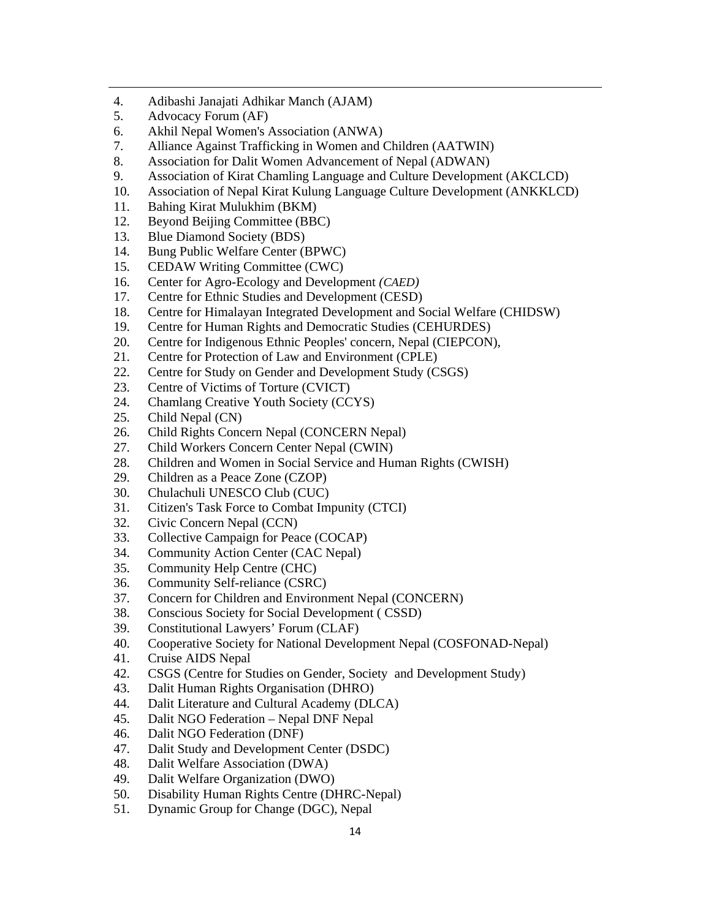4. Adibashi Janajati Adhikar Manch (AJAM)
5. Advocacy Forum (AF)
6. Akhil Nepal Women's Association (ANWA)
7. Alliance Against Trafficking in Women and Children (AATWIN)
8. Association for Dalit Women Advancement of Nepal (ADWAN)
9. Association of Kirat Chamling Language and Culture Development (AKCLCD)
10. Association of Nepal Kirat Kulung Language Culture Development (ANKKLCD)
11. Bahing Kirat Mulukhim (BKM)
12. Beyond Beijing Committee (BBC)
13. Blue Diamond Society (BDS)
14. Bung Public Welfare Center (BPWC)
15. CEDAW Writing Committee (CWC)
16. Center for Agro-Ecology and Development *(CAED)*
17. Centre for Ethnic Studies and Development (CESD)
18. Centre for Himalayan Integrated Development and Social Welfare (CHIDSW)
19. Centre for Human Rights and Democratic Studies (CEHURDES)
20. Centre for Indigenous Ethnic Peoples' concern, Nepal (CIEPCON),
21. Centre for Protection of Law and Environment (CPLE)
22. Centre for Study on Gender and Development Study (CSGS)
23. Centre of Victims of Torture (CVICT)
24. Chamlang Creative Youth Society (CCYS)
25. Child Nepal (CN)
26. Child Rights Concern Nepal (CONCERN Nepal)
27. Child Workers Concern Center Nepal (CWIN)
28. Children and Women in Social Service and Human Rights (CWISH)
29. Children as a Peace Zone (CZOP)
30. Chulachuli UNESCO Club (CUC)
31. Citizen's Task Force to Combat Impunity (CTCI)
32. Civic Concern Nepal (CCN)
33. Collective Campaign for Peace (COCAP)
34. Community Action Center (CAC Nepal)
35. Community Help Centre (CHC)
36. Community Self-reliance (CSRC)
37. Concern for Children and Environment Nepal (CONCERN)
38. Conscious Society for Social Development ( CSSD)
39. Constitutional Lawyers' Forum (CLAF)
40. Cooperative Society for National Development Nepal (COSFONAD-Nepal)
41. Cruise AIDS Nepal
42. CSGS (Centre for Studies on Gender, Society and Development Study)
43. Dalit Human Rights Organisation (DHRO)
44. Dalit Literature and Cultural Academy (DLCA)
45. Dalit NGO Federation – Nepal DNF Nepal
46. Dalit NGO Federation (DNF)
47. Dalit Study and Development Center (DSDC)
48. Dalit Welfare Association (DWA)
49. Dalit Welfare Organization (DWO)
50. Disability Human Rights Centre (DHRC-Nepal)
51. Dynamic Group for Change (DGC), Nepal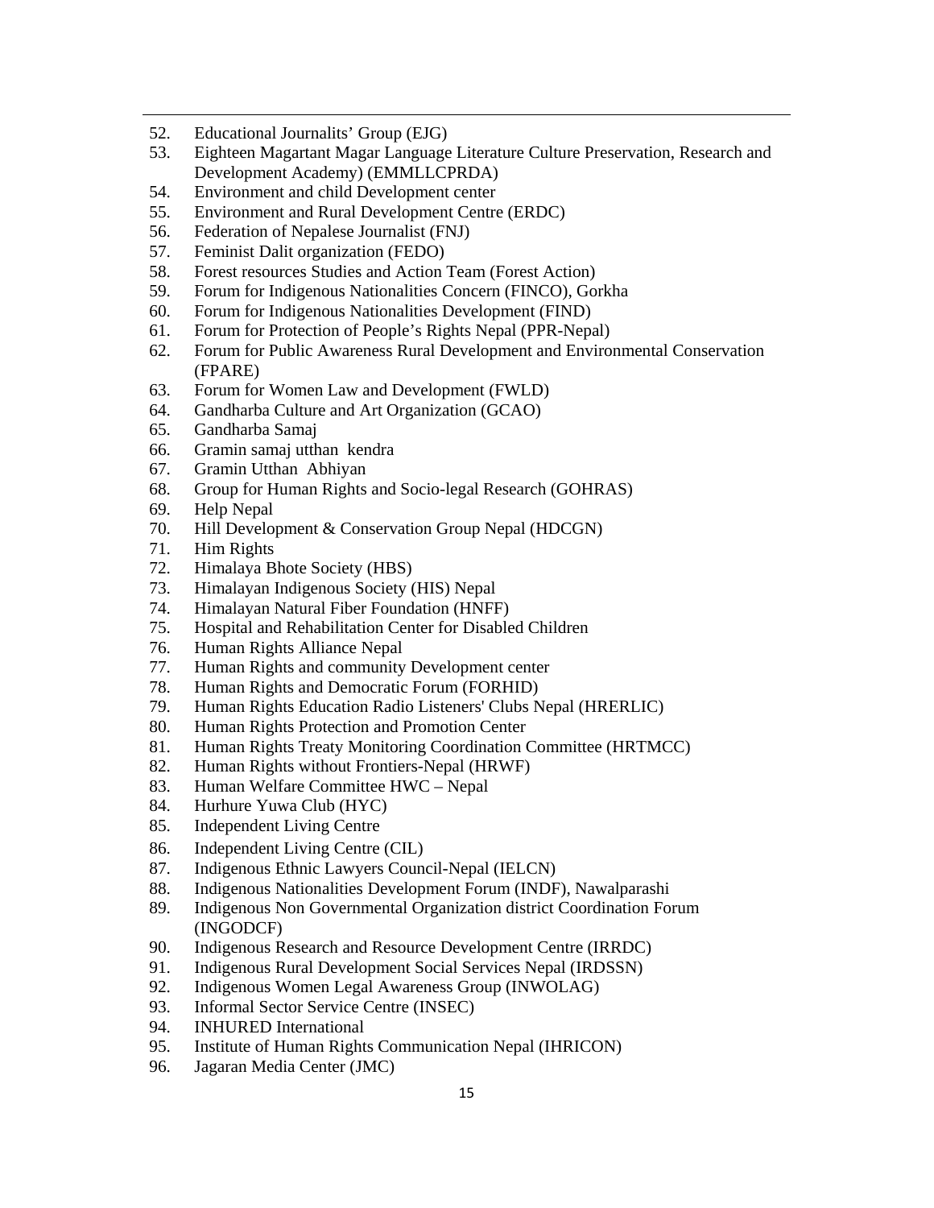52. Educational Journalits' Group (EJG)
53. Eighteen Magartant Magar Language Literature Culture Preservation, Research and Development Academy) (EMMLLCPRDA)
54. Environment and child Development center
55. Environment and Rural Development Centre (ERDC)
56. Federation of Nepalese Journalist (FNJ)
57. Feminist Dalit organization (FEDO)
58. Forest resources Studies and Action Team (Forest Action)
59. Forum for Indigenous Nationalities Concern (FINCO), Gorkha
60. Forum for Indigenous Nationalities Development (FIND)
61. Forum for Protection of People's Rights Nepal (PPR-Nepal)
62. Forum for Public Awareness Rural Development and Environmental Conservation (FPARE)
63. Forum for Women Law and Development (FWLD)
64. Gandharba Culture and Art Organization (GCAO)
65. Gandharba Samaj
66. Gramin samaj utthan kendra
67. Gramin Utthan Abhiyan
68. Group for Human Rights and Socio-legal Research (GOHRAS)
69. Help Nepal
70. Hill Development & Conservation Group Nepal (HDCGN)
71. Him Rights
72. Himalaya Bhote Society (HBS)
73. Himalayan Indigenous Society (HIS) Nepal
74. Himalayan Natural Fiber Foundation (HNFF)
75. Hospital and Rehabilitation Center for Disabled Children
76. Human Rights Alliance Nepal
77. Human Rights and community Development center
78. Human Rights and Democratic Forum (FORHID)
79. Human Rights Education Radio Listeners' Clubs Nepal (HRERLIC)
80. Human Rights Protection and Promotion Center
81. Human Rights Treaty Monitoring Coordination Committee (HRTMCC)
82. Human Rights without Frontiers-Nepal (HRWF)
83. Human Welfare Committee HWC – Nepal
84. Hurhure Yuwa Club (HYC)
85. Independent Living Centre
86. Independent Living Centre (CIL)
87. Indigenous Ethnic Lawyers Council-Nepal (IELCN)
88. Indigenous Nationalities Development Forum (INDF), Nawalparashi
89. Indigenous Non Governmental Organization district Coordination Forum (INGODCF)
90. Indigenous Research and Resource Development Centre (IRRDC)
91. Indigenous Rural Development Social Services Nepal (IRDSSN)
92. Indigenous Women Legal Awareness Group (INWOLAG)
93. Informal Sector Service Centre (INSEC)
94. INHURED International
95. Institute of Human Rights Communication Nepal (IHRICON)
96. Jagaran Media Center (JMC)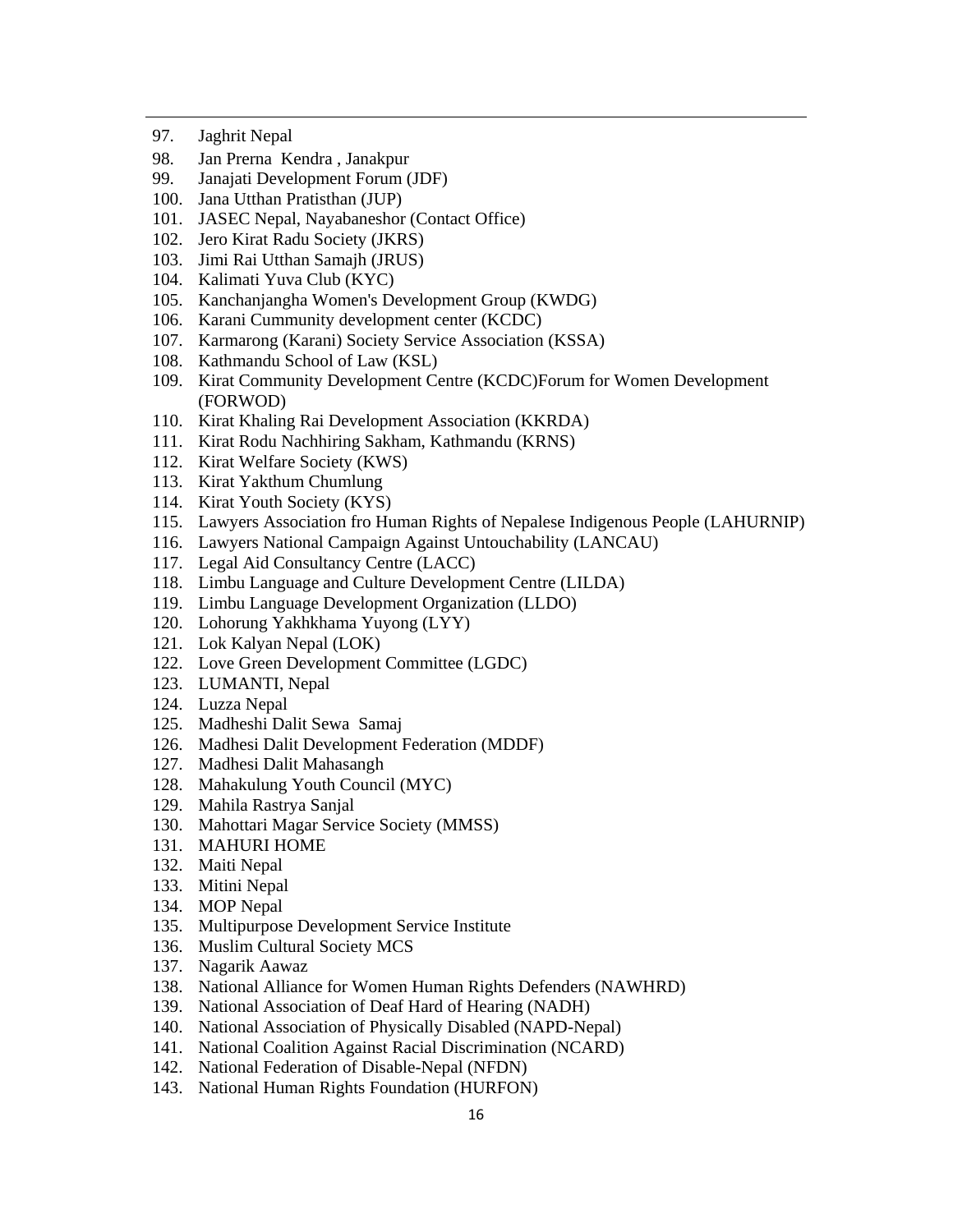97. Jaghrit Nepal
98. Jan Prerna Kendra , Janakpur
99. Janajati Development Forum (JDF)
100. Jana Utthan Pratisthan (JUP)
101. JASEC Nepal, Nayabaneshor (Contact Office)
102. Jero Kirat Radu Society (JKRS)
103. Jimi Rai Utthan Samajh (JRUS)
104. Kalimati Yuva Club (KYC)
105. Kanchanjangha Women's Development Group (KWDG)
106. Karani Cummunity development center (KCDC)
107. Karmarong (Karani) Society Service Association (KSSA)
108. Kathmandu School of Law (KSL)
109. Kirat Community Development Centre (KCDC)Forum for Women Development (FORWOD)
110. Kirat Khaling Rai Development Association (KKRDA)
111. Kirat Rodu Nachhiring Sakham, Kathmandu (KRNS)
112. Kirat Welfare Society (KWS)
113. Kirat Yakthum Chumlung
114. Kirat Youth Society (KYS)
115. Lawyers Association fro Human Rights of Nepalese Indigenous People (LAHURNIP)
116. Lawyers National Campaign Against Untouchability (LANCAU)
117. Legal Aid Consultancy Centre (LACC)
118. Limbu Language and Culture Development Centre (LILDA)
119. Limbu Language Development Organization (LLDO)
120. Lohorung Yakhkhama Yuyong (LYY)
121. Lok Kalyan Nepal (LOK)
122. Love Green Development Committee (LGDC)
123. LUMANTI, Nepal
124. Luzza Nepal
125. Madheshi Dalit Sewa Samaj
126. Madhesi Dalit Development Federation (MDDF)
127. Madhesi Dalit Mahasangh
128. Mahakulung Youth Council (MYC)
129. Mahila Rastrya Sanjal
130. Mahottari Magar Service Society (MMSS)
131. MAHURI HOME
132. Maiti Nepal
133. Mitini Nepal
134. MOP Nepal
135. Multipurpose Development Service Institute
136. Muslim Cultural Society MCS
137. Nagarik Aawaz
138. National Alliance for Women Human Rights Defenders (NAWHRD)
139. National Association of Deaf Hard of Hearing (NADH)
140. National Association of Physically Disabled (NAPD-Nepal)
141. National Coalition Against Racial Discrimination (NCARD)
142. National Federation of Disable-Nepal (NFDN)
143. National Human Rights Foundation (HURFON)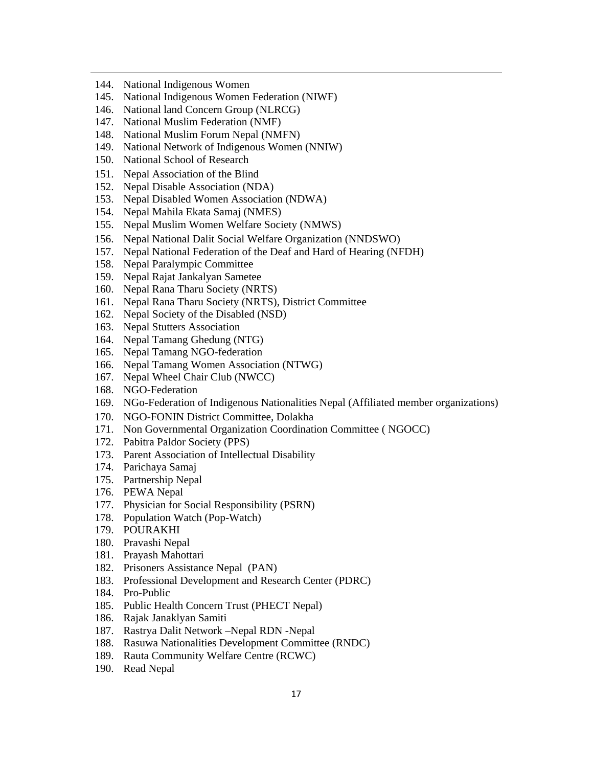144. National Indigenous Women
145. National Indigenous Women Federation (NIWF)
146. National land Concern Group (NLRCG)
147. National Muslim Federation (NMF)
148. National Muslim Forum Nepal (NMFN)
149. National Network of Indigenous Women (NNIW)
150. National School of Research
151. Nepal Association of the Blind
152. Nepal Disable Association (NDA)
153. Nepal Disabled Women Association (NDWA)
154. Nepal Mahila Ekata Samaj (NMES)
155. Nepal Muslim Women Welfare Society (NMWS)
156. Nepal National Dalit Social Welfare Organization (NNDSWO)
157. Nepal National Federation of the Deaf and Hard of Hearing (NFDH)
158. Nepal Paralympic Committee
159. Nepal Rajat Jankalyan Sametee
160. Nepal Rana Tharu Society (NRTS)
161. Nepal Rana Tharu Society (NRTS), District Committee
162. Nepal Society of the Disabled (NSD)
163. Nepal Stutters Association
164. Nepal Tamang Ghedung (NTG)
165. Nepal Tamang NGO-federation
166. Nepal Tamang Women Association (NTWG)
167. Nepal Wheel Chair Club (NWCC)
168. NGO-Federation
169. NGo-Federation of Indigenous Nationalities Nepal (Affiliated member organizations)
170. NGO-FONIN District Committee, Dolakha
171. Non Governmental Organization Coordination Committee ( NGOCC)
172. Pabitra Paldor Society (PPS)
173. Parent Association of Intellectual Disability
174. Parichaya Samaj
175. Partnership Nepal
176. PEWA Nepal
177. Physician for Social Responsibility (PSRN)
178. Population Watch (Pop-Watch)
179. POURAKHI
180. Pravashi Nepal
181. Prayash Mahottari
182. Prisoners Assistance Nepal (PAN)
183. Professional Development and Research Center (PDRC)
184. Pro-Public
185. Public Health Concern Trust (PHECT Nepal)
186. Rajak Janaklyan Samiti
187. Rastrya Dalit Network –Nepal RDN -Nepal
188. Rasuwa Nationalities Development Committee (RNDC)
189. Rauta Community Welfare Centre (RCWC)
190. Read Nepal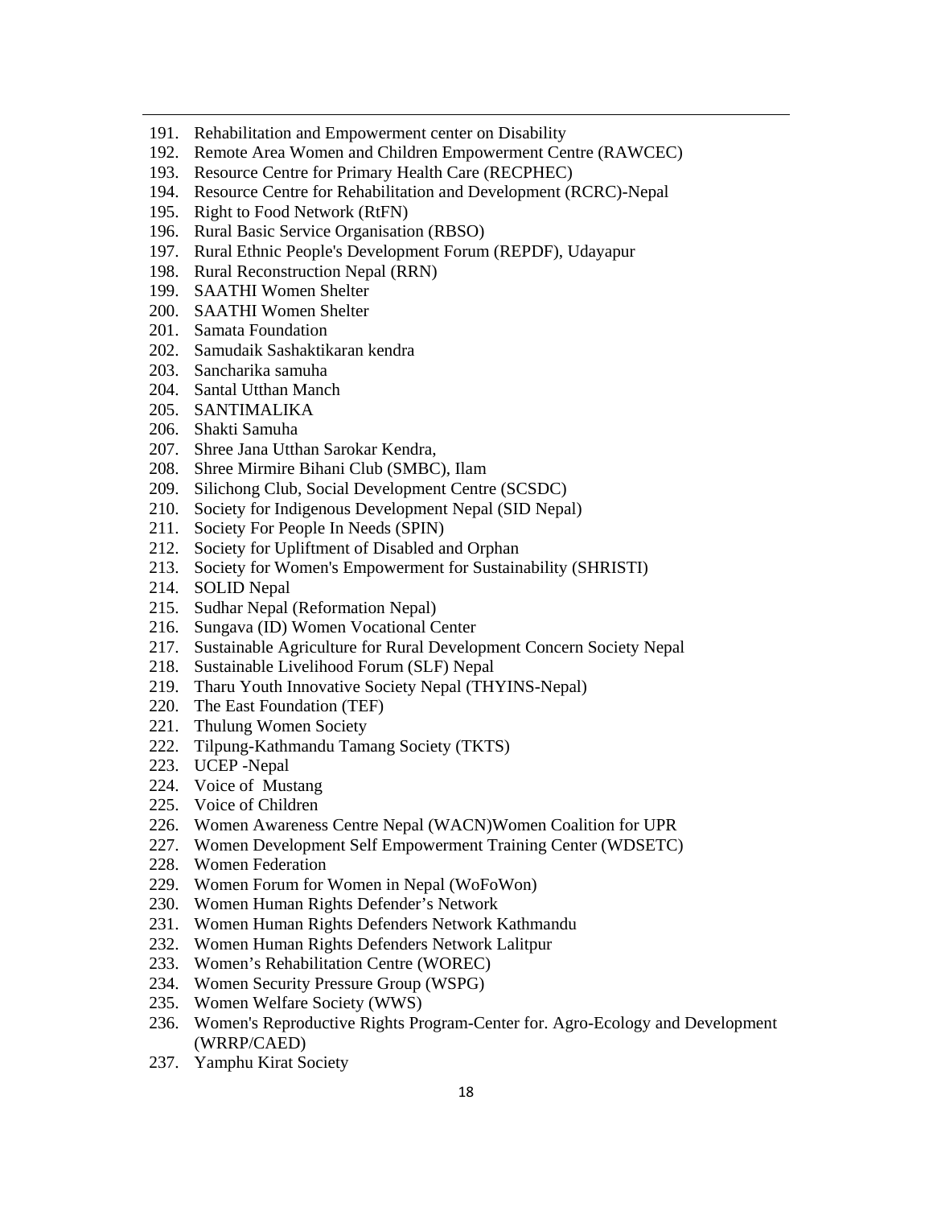191. Rehabilitation and Empowerment center on Disability
192. Remote Area Women and Children Empowerment Centre (RAWCEC)
193. Resource Centre for Primary Health Care (RECPHEC)
194. Resource Centre for Rehabilitation and Development (RCRC)-Nepal
195. Right to Food Network (RtFN)
196. Rural Basic Service Organisation (RBSO)
197. Rural Ethnic People's Development Forum (REPDF), Udayapur
198. Rural Reconstruction Nepal (RRN)
199. SAATHI Women Shelter
200. SAATHI Women Shelter
201. Samata Foundation
202. Samudaik Sashaktikaran kendra
203. Sancharika samuha
204. Santal Utthan Manch
205. SANTIMALIKA
206. Shakti Samuha
207. Shree Jana Utthan Sarokar Kendra,
208. Shree Mirmire Bihani Club (SMBC), Ilam
209. Silichong Club, Social Development Centre (SCSDC)
210. Society for Indigenous Development Nepal (SID Nepal)
211. Society For People In Needs (SPIN)
212. Society for Upliftment of Disabled and Orphan
213. Society for Women's Empowerment for Sustainability (SHRISTI)
214. SOLID Nepal
215. Sudhar Nepal (Reformation Nepal)
216. Sungava (ID) Women Vocational Center
217. Sustainable Agriculture for Rural Development Concern Society Nepal
218. Sustainable Livelihood Forum (SLF) Nepal
219. Tharu Youth Innovative Society Nepal (THYINS-Nepal)
220. The East Foundation (TEF)
221. Thulung Women Society
222. Tilpung-Kathmandu Tamang Society (TKTS)
223. UCEP -Nepal
224. Voice of Mustang
225. Voice of Children
226. Women Awareness Centre Nepal (WACN)Women Coalition for UPR
227. Women Development Self Empowerment Training Center (WDSETC)
228. Women Federation
229. Women Forum for Women in Nepal (WoFoWon)
230. Women Human Rights Defender's Network
231. Women Human Rights Defenders Network Kathmandu
232. Women Human Rights Defenders Network Lalitpur
233. Women's Rehabilitation Centre (WOREC)
234. Women Security Pressure Group (WSPG)
235. Women Welfare Society (WWS)
236. Women's Reproductive Rights Program-Center for. Agro-Ecology and Development (WRRP/CAED)
237. Yamphu Kirat Society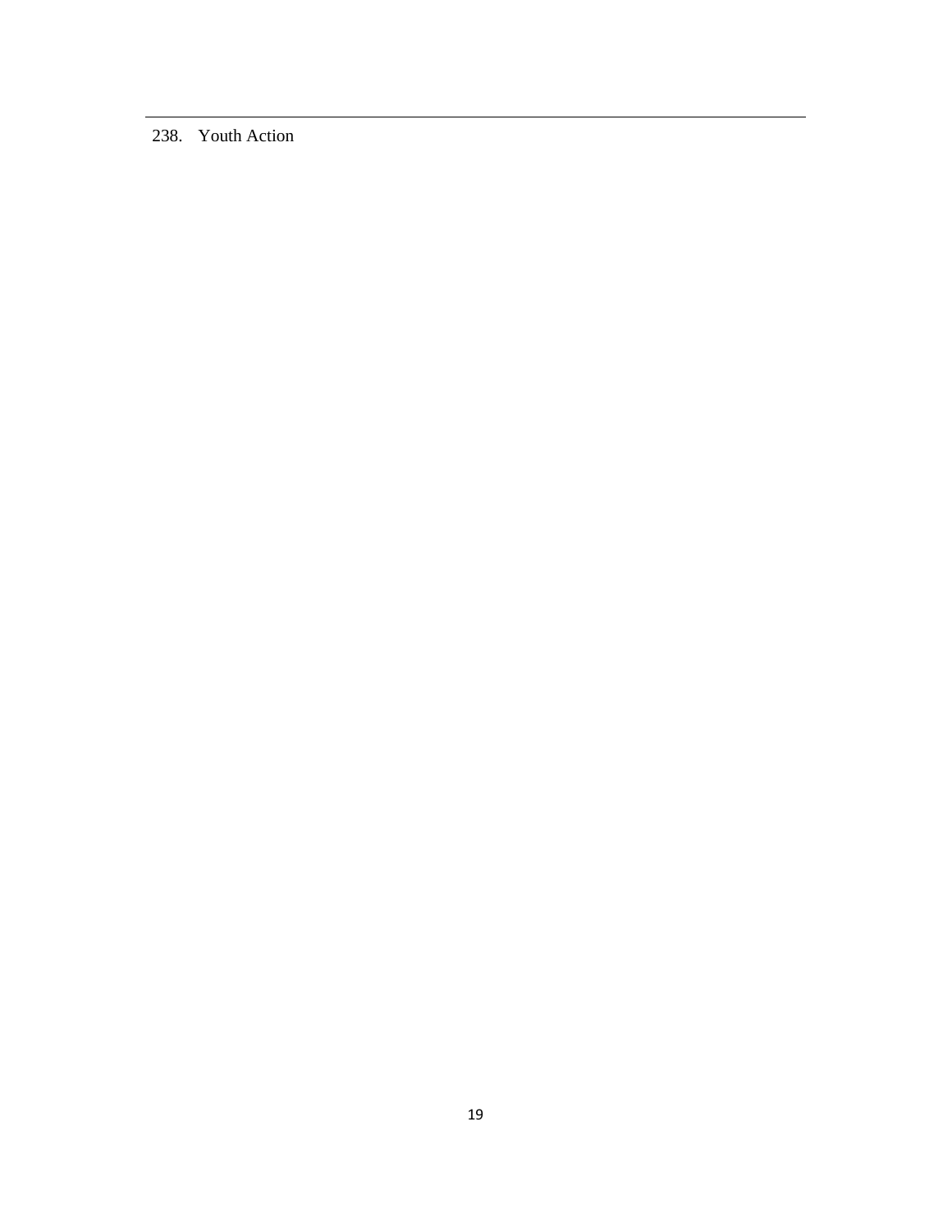238. Youth Action